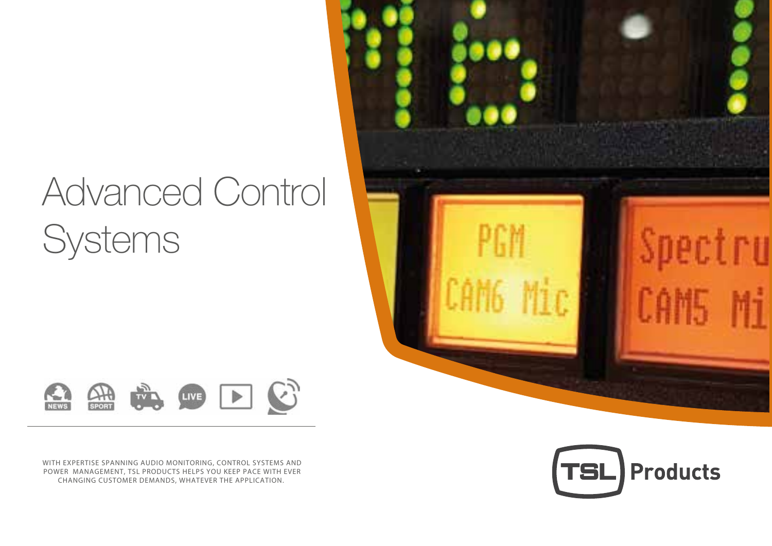# Advanced Control Systems

WITH EXPERTISE SPANNING AUDIO MONITORING, CONTROL SYSTEMS AND POWER MANAGEMENT, TSL PRODUCTS HELPS YOU KEEP PACE WITH EVER CHANGING CUSTOMER DEMANDS, WHATEVER THE APPLICATION.

TSL Products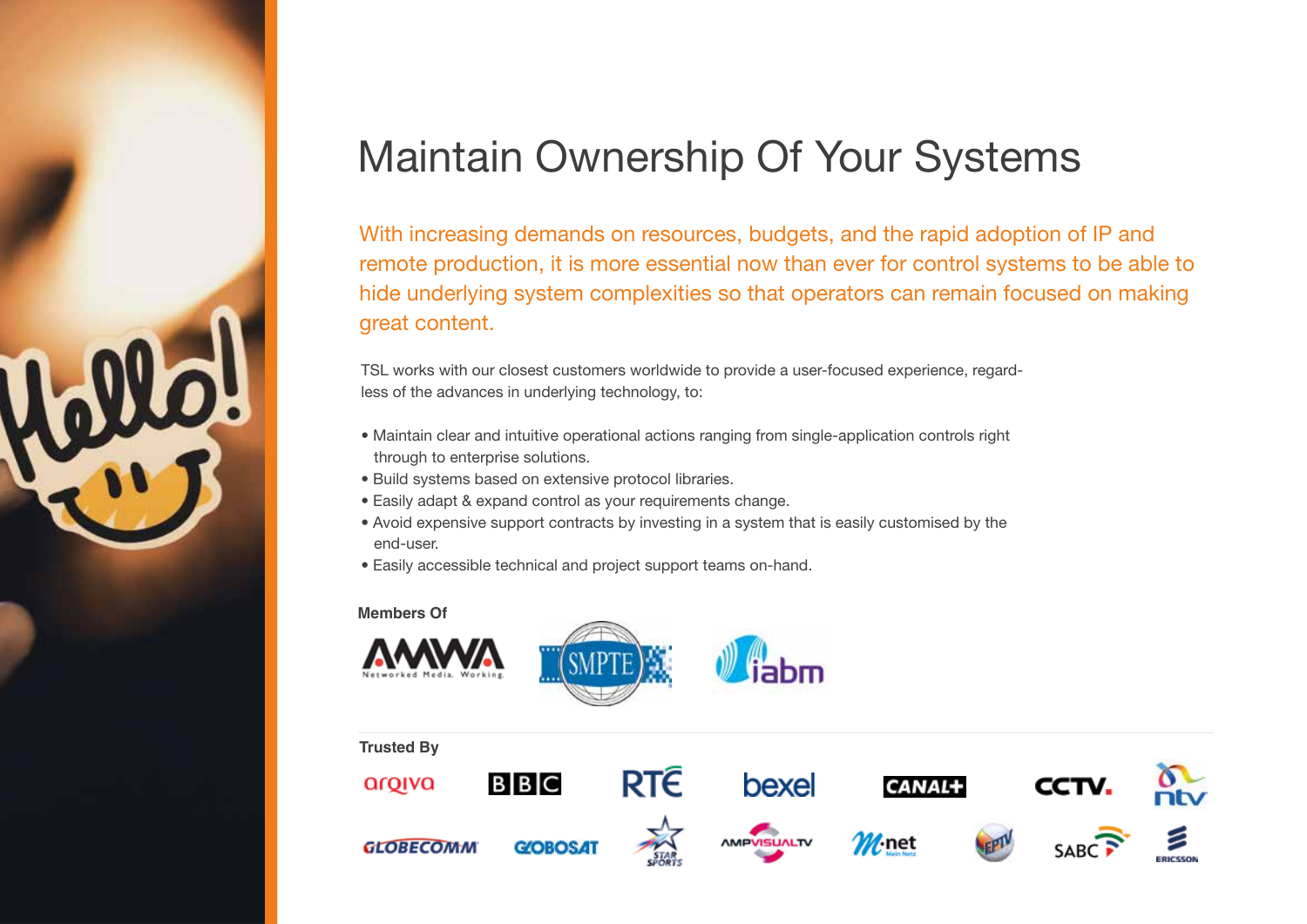# Maintain Ownership Of Your Systems

With increasing demands on resources, budgets, and the rapid adoption of IP and remote production, it is more essential now than ever for control systems to be able to hide underlying system complexities so that operators can remain focused on making great content.

TSL works with our closest customers worldwide to provide a user-focused experience, regardless of the advances in underlying technology, to:

- Maintain clear and intuitive operational actions ranging from single-application controls right through to enterprise solutions.
- Build systems based on extensive protocol libraries.
- Easily adapt & expand control as your requirements change.
- Avoid expensive support contracts by investing in a system that is easily customised by the end-user.
- Easily accessible technical and project support teams on-hand.

**Members Of**

**Trusted By**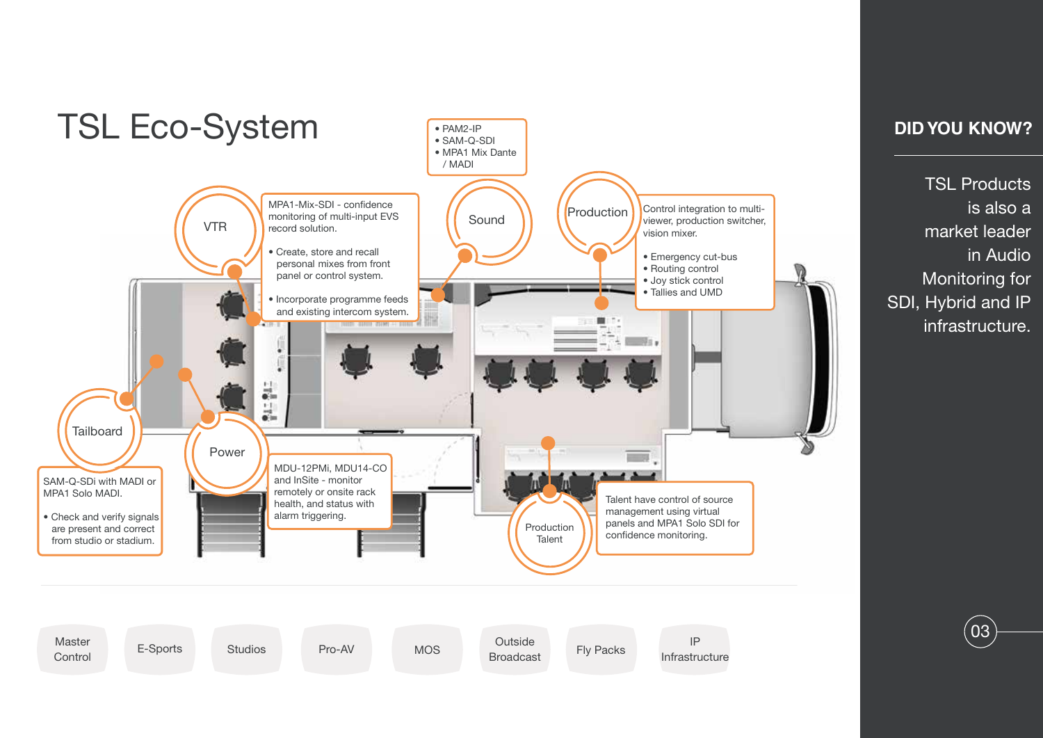# TSL Eco-System

## VTR

MPA1-Mix-SDI - confidence monitoring of multi-input EVS record solution.

- Create, store and recall personal mixes from front panel or control system.
- Incorporate programme feeds and existing intercom system.

## Sound

- PAM2-IP
- SAM-Q-SDI
- MPA1 Mix Dante / MADI

## Production

Control integration to multi-viewer, production switcher, vision mixer.

- Emergency cut-bus
- Routing control
- Joy stick control
- Tallies and UMD

## Tailboard

SAM-Q-SDi with MADI or MPA1 Solo MADI.

- Check and verify signals are present and correct from studio or stadium.

## Power

MDU-12PMi, MDU14-CO and InSite - monitor remotely or onsite rack health, and status with alarm triggering.

## Production Talent

Talent have control of source management using virtual panels and MPA1 Solo SDI for confidence monitoring.

Master Control | E-Sports | Studios | Pro-AV | MOS | Outside Broadcast | Fly Packs | IP Infrastructure

## DID YOU KNOW?

TSL Products is also a market leader in Audio Monitoring for SDI, Hybrid and IP infrastructure.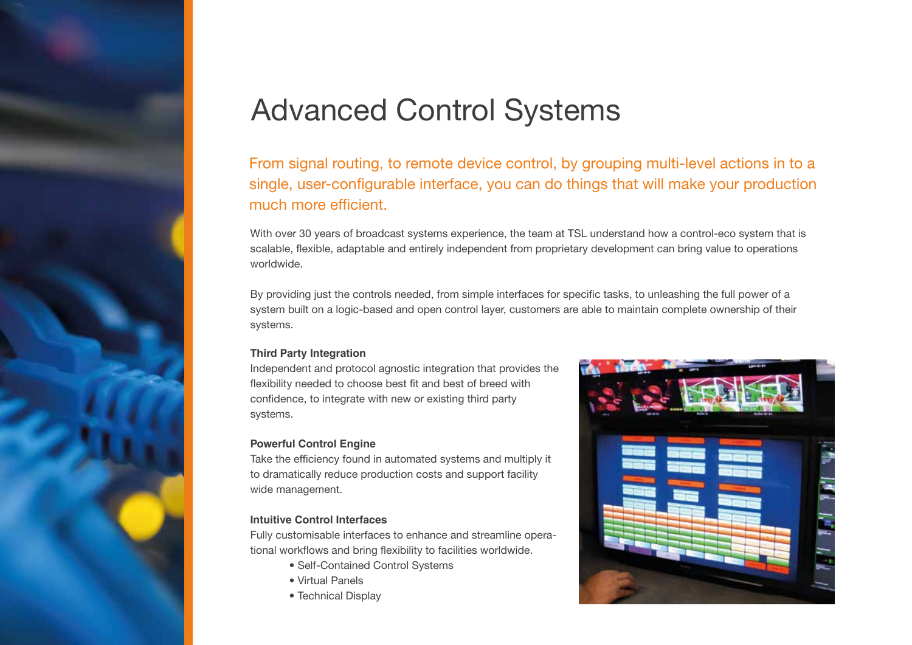# Advanced Control Systems

From signal routing, to remote device control, by grouping multi-level actions in to a single, user-configurable interface, you can do things that will make your production much more efficient.

With over 30 years of broadcast systems experience, the team at TSL understand how a control-eco system that is scalable, flexible, adaptable and entirely independent from proprietary development can bring value to operations worldwide.

By providing just the controls needed, from simple interfaces for specific tasks, to unleashing the full power of a system built on a logic-based and open control layer, customers are able to maintain complete ownership of their systems.

**Third Party Integration**

Independent and protocol agnostic integration that provides the flexibility needed to choose best fit and best of breed with confidence, to integrate with new or existing third party systems.

**Powerful Control Engine**

Take the efficiency found in automated systems and multiply it to dramatically reduce production costs and support facility wide management.

**Intuitive Control Interfaces**

Fully customisable interfaces to enhance and streamline operational workflows and bring flexibility to facilities worldwide.

- Self-Contained Control Systems
- Virtual Panels
- Technical Display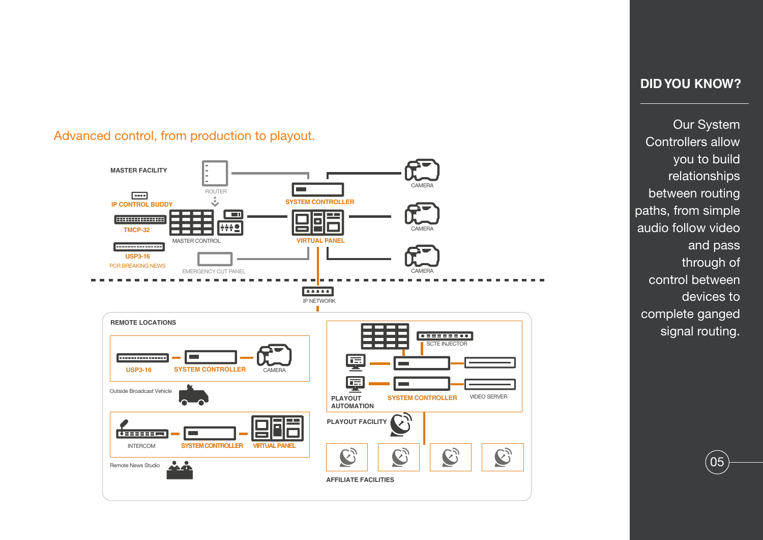## Advanced control, from production to playout.

MASTER FACILITY

ROUTER

IP CONTROL BUDDY

TMCP-32

MASTER CONTROL

USP3-16

PCR BREAKING NEWS

EMERGENCY CUT PANEL

SYSTEM CONTROLLER

VIRTUAL PANEL

CAMERA

CAMERA

CAMERA

IP NETWORK

REMOTE LOCATIONS

USP3-16

SYSTEM CONTROLLER

CAMERA

Outside Broadcast Vehicle

INTERCOM

SYSTEM CONTROLLER

VIRTUAL PANEL

Remote News Studio

SCTE INJECTOR

PLAYOUT AUTOMATION

SYSTEM CONTROLLER

VIDEO SERVER

PLAYOUT FACILITY

AFFILIATE FACILITIES

## DID YOU KNOW?

Our System Controllers allow you to build relationships between routing paths, from simple audio follow video and pass through of control between devices to complete ganged signal routing.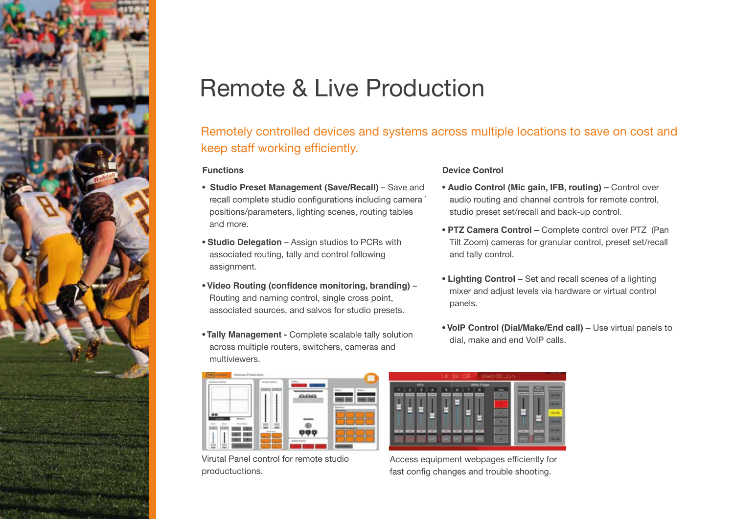# Remote & Live Production

Remotely controlled devices and systems across multiple locations to save on cost and keep staff working efficiently.

### Functions

- **Studio Preset Management (Save/Recall)** – Save and recall complete studio configurations including camera ` positions/parameters, lighting scenes, routing tables and more.
- **Studio Delegation** – Assign studios to PCRs with associated routing, tally and control following assignment.
- **Video Routing (confidence monitoring, branding)** – Routing and naming control, single cross point, associated sources, and salvos for studio presets.
- **Tally Management -** Complete scalable tally solution across multiple routers, switchers, cameras and multiviewers.

### Device Control

- **Audio Control (Mic gain, IFB, routing) –** Control over audio routing and channel controls for remote control, studio preset set/recall and back-up control.
- **PTZ Camera Control –** Complete control over PTZ (Pan Tilt Zoom) cameras for granular control, preset set/recall and tally control.
- **Lighting Control –** Set and recall scenes of a lighting mixer and adjust levels via hardware or virtual control panels.
- **VoIP Control (Dial/Make/End call) –** Use virtual panels to dial, make and end VoIP calls.

Virutal Panel control for remote studio productuctions.

Access equipment webpages efficiently for fast config changes and trouble shooting.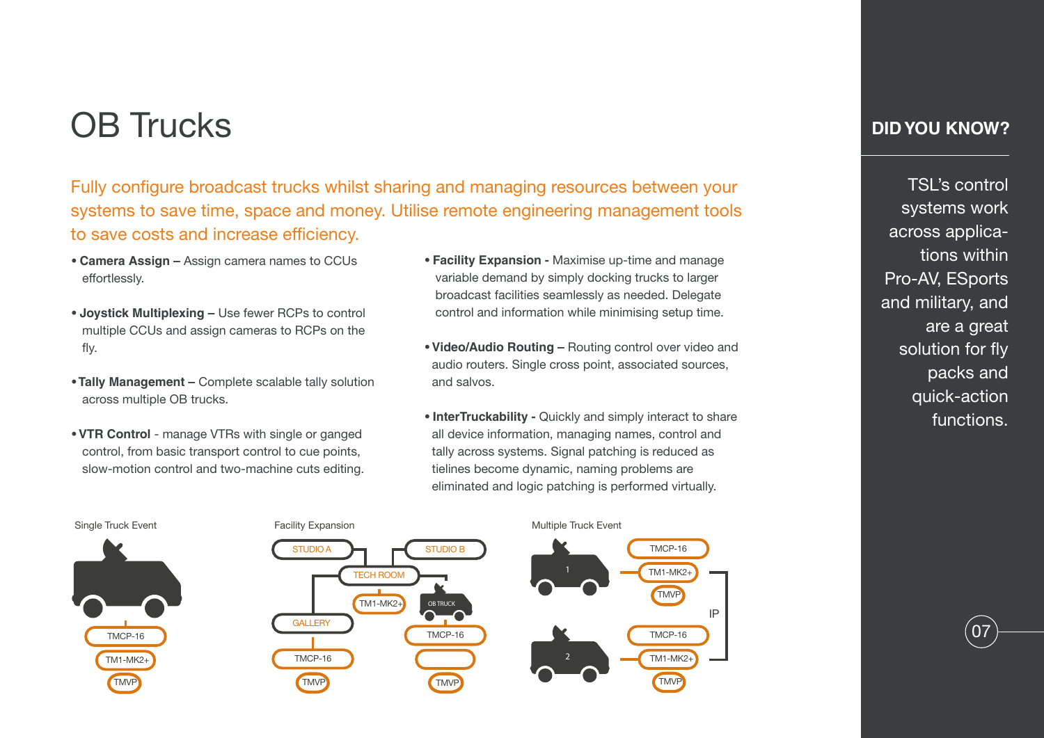# OB Trucks

Fully configure broadcast trucks whilst sharing and managing resources between your systems to save time, space and money. Utilise remote engineering management tools to save costs and increase efficiency.

- **Camera Assign –** Assign camera names to CCUs effortlessly.
- **Joystick Multiplexing –** Use fewer RCPs to control multiple CCUs and assign cameras to RCPs on the fly.
- **Tally Management –** Complete scalable tally solution across multiple OB trucks.
- **VTR Control** - manage VTRs with single or ganged control, from basic transport control to cue points, slow-motion control and two-machine cuts editing.
- **Facility Expansion -** Maximise up-time and manage variable demand by simply docking trucks to larger broadcast facilities seamlessly as needed. Delegate control and information while minimising setup time.
- **Video/Audio Routing –** Routing control over video and audio routers. Single cross point, associated sources, and salvos.
- **InterTruckability -** Quickly and simply interact to share all device information, managing names, control and tally across systems. Signal patching is reduced as tielines become dynamic, naming problems are eliminated and logic patching is performed virtually.

Single Truck Event

TMCP-16
TM1-MK2+
TMVP

Facility Expansion

STUDIO A
STUDIO B
TECH ROOM
TM1-MK2+
OB TRUCK
GALLERY
TMCP-16
TMCP-16
TMVP
TMVP

Multiple Truck Event

1
TMCP-16
TM1-MK2+
TMVP
IP
2
TMCP-16
TM1-MK2+
TMVP

## DID YOU KNOW?

TSL's control systems work across applications within Pro-AV, ESports and military, and are a great solution for fly packs and quick-action functions.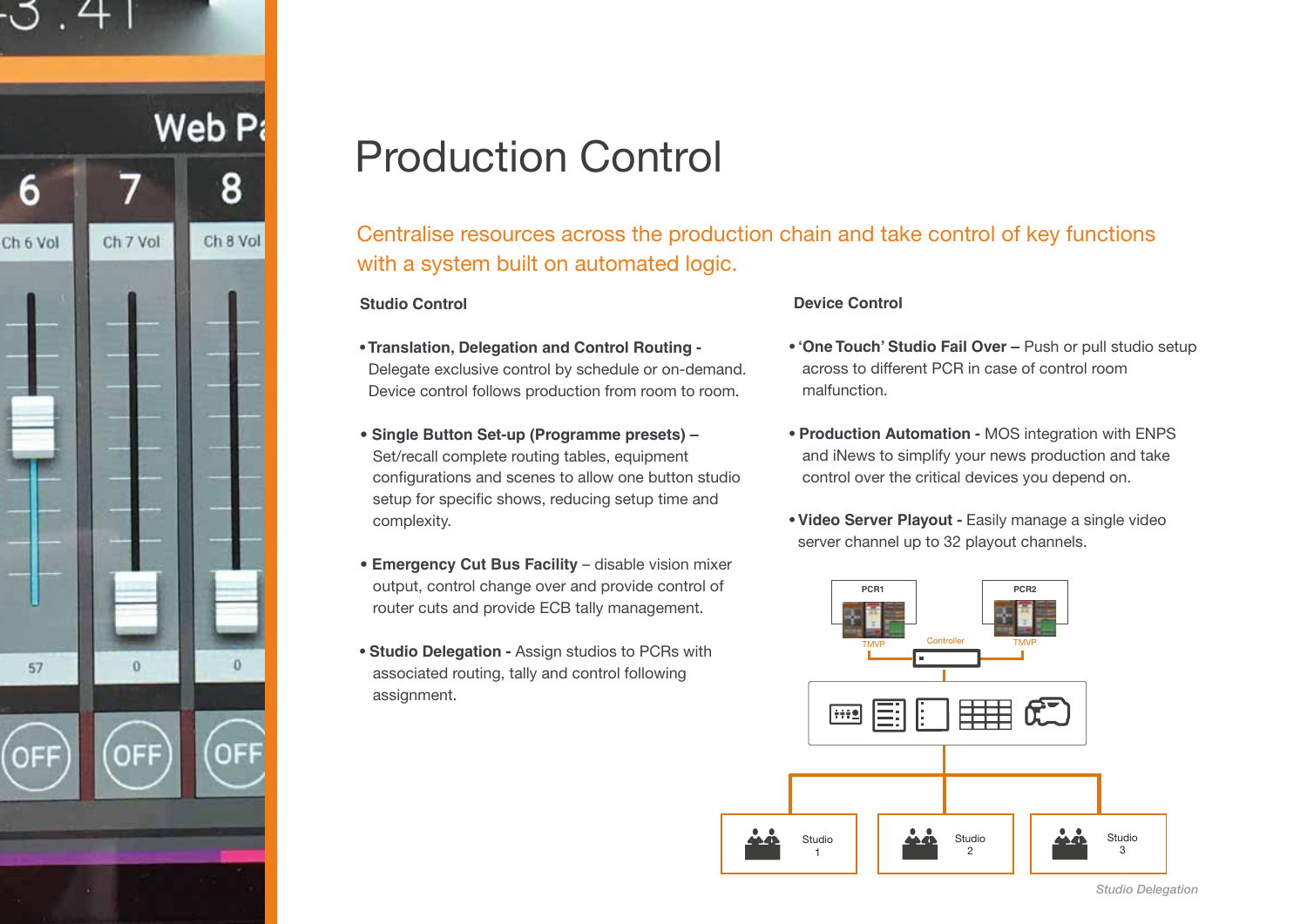# Production Control

Centralise resources across the production chain and take control of key functions with a system built on automated logic.

### Studio Control

- **Translation, Delegation and Control Routing -** Delegate exclusive control by schedule or on-demand. Device control follows production from room to room.
- **Single Button Set-up (Programme presets) –** Set/recall complete routing tables, equipment configurations and scenes to allow one button studio setup for specific shows, reducing setup time and complexity.
- **Emergency Cut Bus Facility** – disable vision mixer output, control change over and provide control of router cuts and provide ECB tally management.
- **Studio Delegation -** Assign studios to PCRs with associated routing, tally and control following assignment.

### Device Control

- **'One Touch' Studio Fail Over –** Push or pull studio setup across to different PCR in case of control room malfunction.
- **Production Automation -** MOS integration with ENPS and iNews to simplify your news production and take control over the critical devices you depend on.
- **Video Server Playout -** Easily manage a single video server channel up to 32 playout channels.

PCR1 PCR2 TMVP Controller TMVP

Studio 1 Studio 2 Studio 3

*Studio Delegation*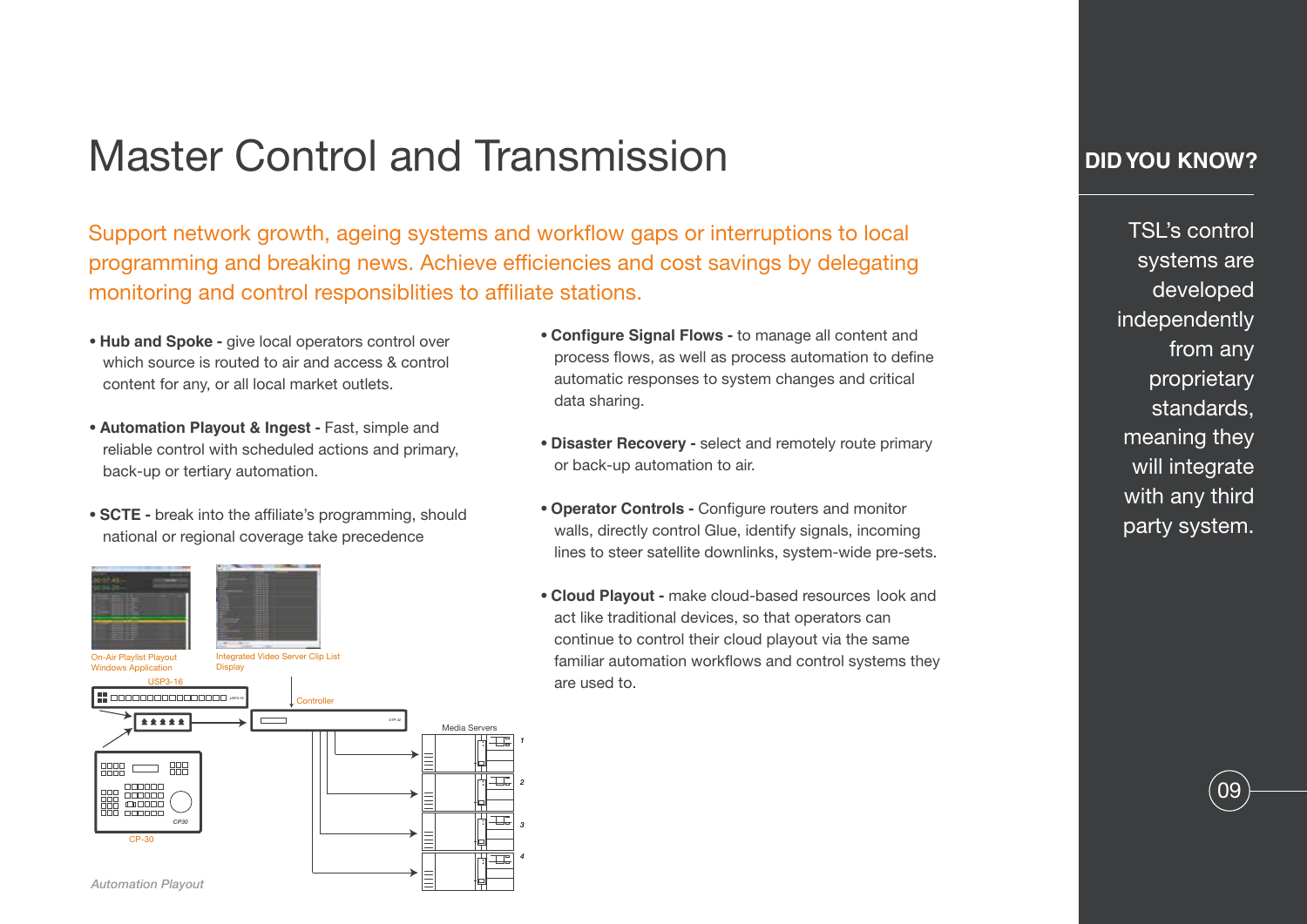# Master Control and Transmission

Support network growth, ageing systems and workflow gaps or interruptions to local programming and breaking news. Achieve efficiencies and cost savings by delegating monitoring and control responsiblities to affiliate stations.

- **Hub and Spoke -** give local operators control over which source is routed to air and access & control content for any, or all local market outlets.
- **Automation Playout & Ingest -** Fast, simple and reliable control with scheduled actions and primary, back-up or tertiary automation.
- **SCTE -** break into the affiliate's programming, should national or regional coverage take precedence

On-Air Playlist Playout Windows Application

Integrated Video Server Clip List Display

USP3-16

Controller

Media Servers

CP-30

*Automation Playout*

- **Configure Signal Flows -** to manage all content and process flows, as well as process automation to define automatic responses to system changes and critical data sharing.
- **Disaster Recovery -** select and remotely route primary or back-up automation to air.
- **Operator Controls -** Configure routers and monitor walls, directly control Glue, identify signals, incoming lines to steer satellite downlinks, system-wide pre-sets.
- **Cloud Playout -** make cloud-based resources look and act like traditional devices, so that operators can continue to control their cloud playout via the same familiar automation workflows and control systems they are used to.

## DID YOU KNOW?

TSL's control systems are developed independently from any proprietary standards, meaning they will integrate with any third party system.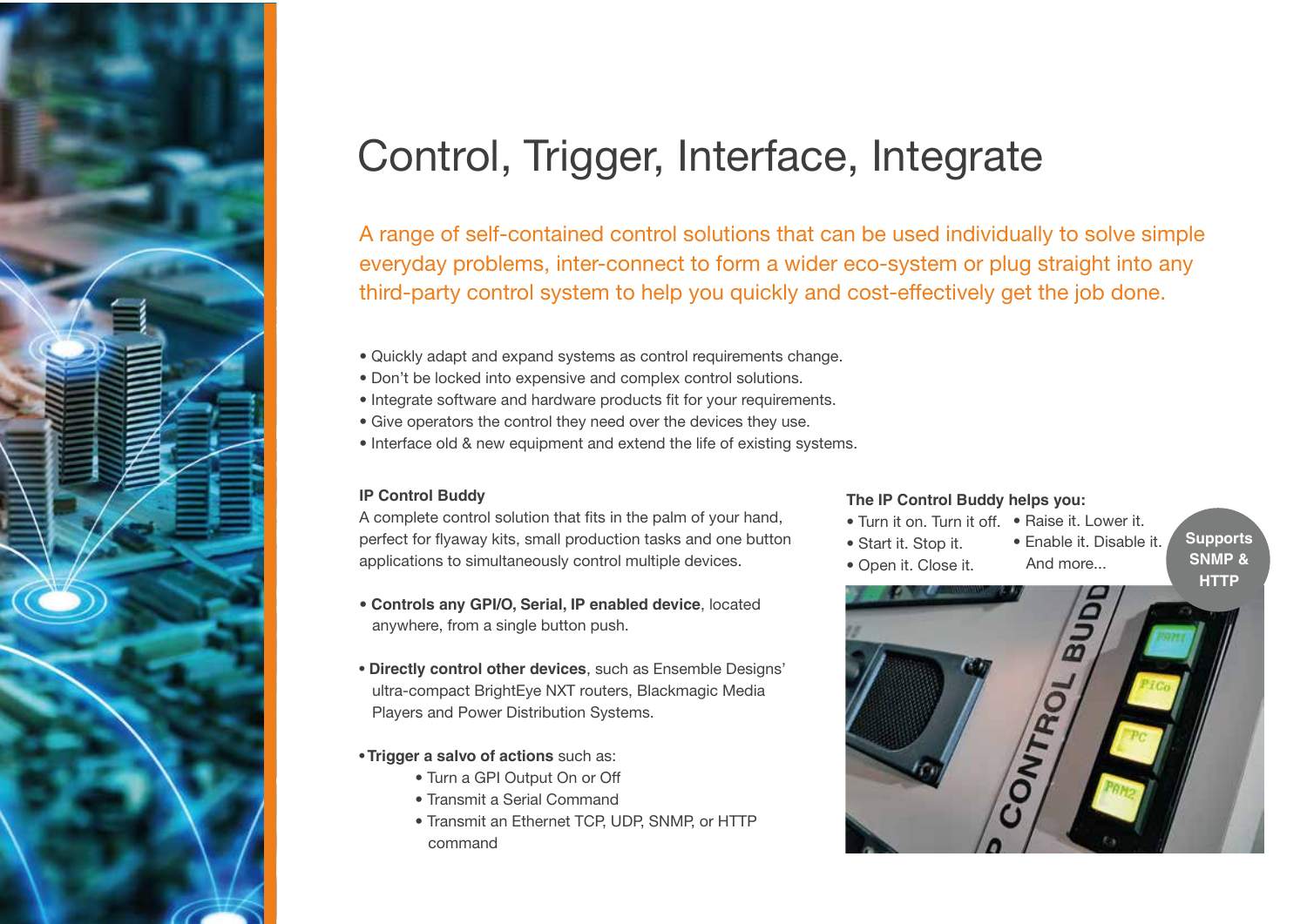# Control, Trigger, Interface, Integrate

A range of self-contained control solutions that can be used individually to solve simple everyday problems, inter-connect to form a wider eco-system or plug straight into any third-party control system to help you quickly and cost-effectively get the job done.

- Quickly adapt and expand systems as control requirements change.
- Don't be locked into expensive and complex control solutions.
- Integrate software and hardware products fit for your requirements.
- Give operators the control they need over the devices they use.
- Interface old & new equipment and extend the life of existing systems.

### IP Control Buddy

A complete control solution that fits in the palm of your hand, perfect for flyaway kits, small production tasks and one button applications to simultaneously control multiple devices.

- **Controls any GPI/O, Serial, IP enabled device**, located anywhere, from a single button push.
- **Directly control other devices**, such as Ensemble Designs' ultra-compact BrightEye NXT routers, Blackmagic Media Players and Power Distribution Systems.
- **Trigger a salvo of actions** such as:
  - Turn a GPI Output On or Off
  - Transmit a Serial Command
  - Transmit an Ethernet TCP, UDP, SNMP, or HTTP command

### The IP Control Buddy helps you:

- Turn it on. Turn it off.
- Start it. Stop it.
- Open it. Close it.
- Raise it. Lower it.
- Enable it. Disable it.

And more...

**Supports SNMP & HTTP**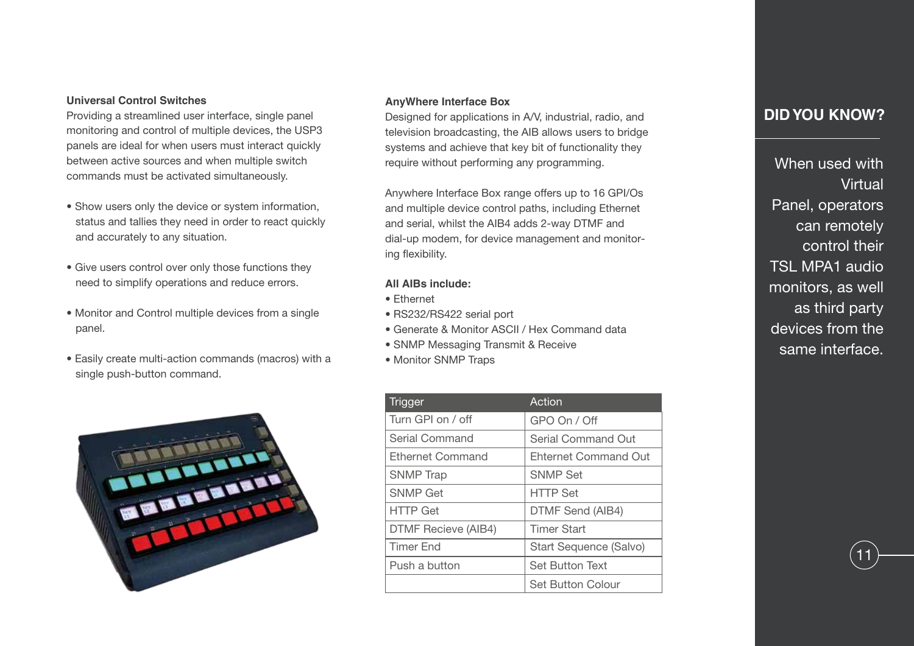### Universal Control Switches

Providing a streamlined user interface, single panel monitoring and control of multiple devices, the USP3 panels are ideal for when users must interact quickly between active sources and when multiple switch commands must be activated simultaneously.

- Show users only the device or system information, status and tallies they need in order to react quickly and accurately to any situation.
- Give users control over only those functions they need to simplify operations and reduce errors.
- Monitor and Control multiple devices from a single panel.
- Easily create multi-action commands (macros) with a single push-button command.

### AnyWhere Interface Box

Designed for applications in A/V, industrial, radio, and television broadcasting, the AIB allows users to bridge systems and achieve that key bit of functionality they require without performing any programming.

Anywhere Interface Box range offers up to 16 GPI/Os and multiple device control paths, including Ethernet and serial, whilst the AIB4 adds 2-way DTMF and dial-up modem, for device management and monitoring flexibility.

**All AIBs include:**

- Ethernet
- RS232/RS422 serial port
- Generate & Monitor ASCII / Hex Command data
- SNMP Messaging Transmit & Receive
- Monitor SNMP Traps

| Trigger | Action |
| --- | --- |
| Turn GPI on / off | GPO On / Off |
| Serial Command | Serial Command Out |
| Ethernet Command | Ehternet Command Out |
| SNMP Trap | SNMP Set |
| SNMP Get | HTTP Set |
| HTTP Get | DTMF Send (AIB4) |
| DTMF Recieve (AIB4) | Timer Start |
| Timer End | Start Sequence (Salvo) |
| Push a button | Set Button Text |
| | Set Button Colour |

## DID YOU KNOW?

When used with Virtual Panel, operators can remotely control their TSL MPA1 audio monitors, as well as third party devices from the same interface.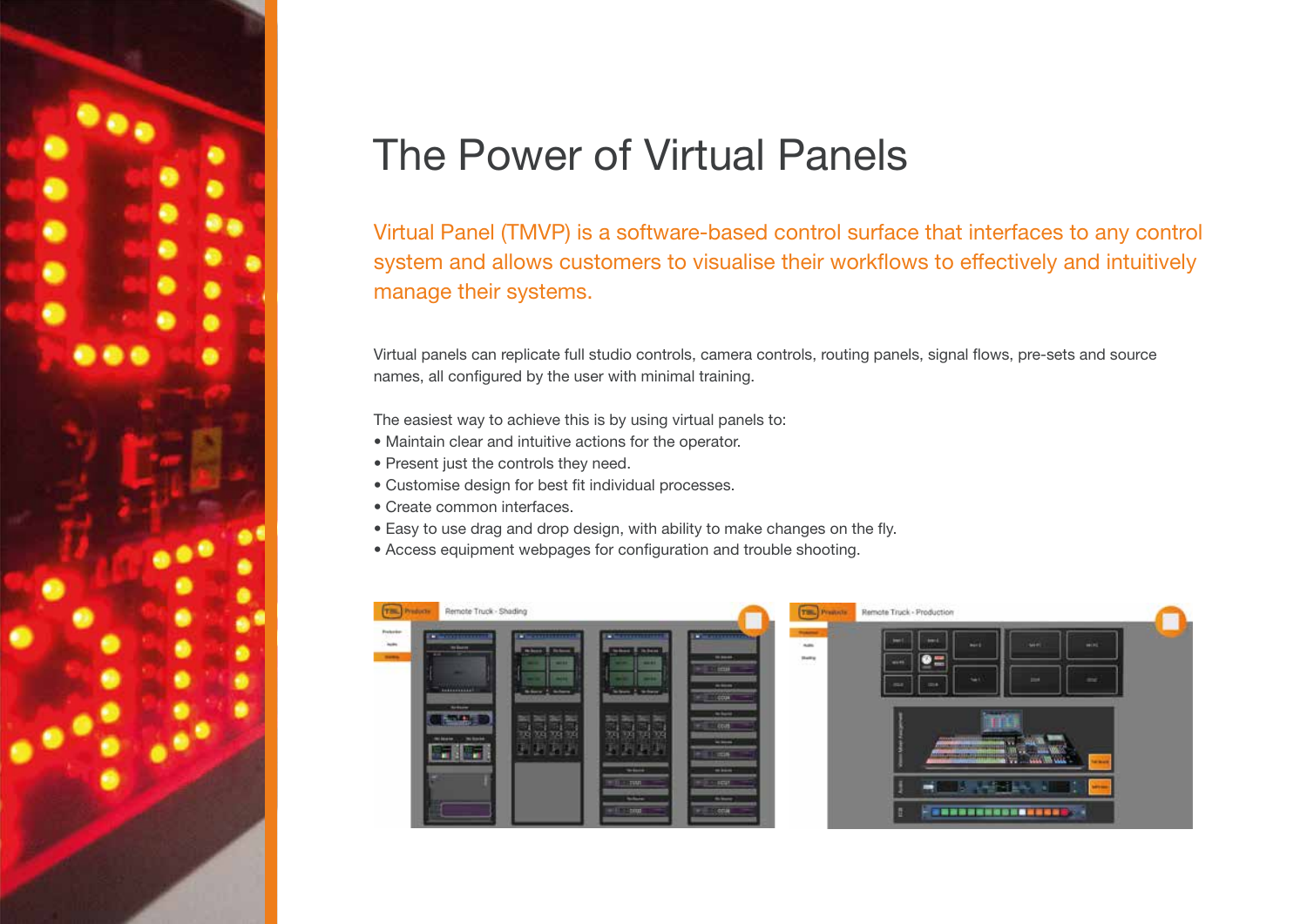# The Power of Virtual Panels

Virtual Panel (TMVP) is a software-based control surface that interfaces to any control system and allows customers to visualise their workflows to effectively and intuitively manage their systems.

Virtual panels can replicate full studio controls, camera controls, routing panels, signal flows, pre-sets and source names, all configured by the user with minimal training.

The easiest way to achieve this is by using virtual panels to:

- Maintain clear and intuitive actions for the operator.
- Present just the controls they need.
- Customise design for best fit individual processes.
- Create common interfaces.
- Easy to use drag and drop design, with ability to make changes on the fly.
- Access equipment webpages for configuration and trouble shooting.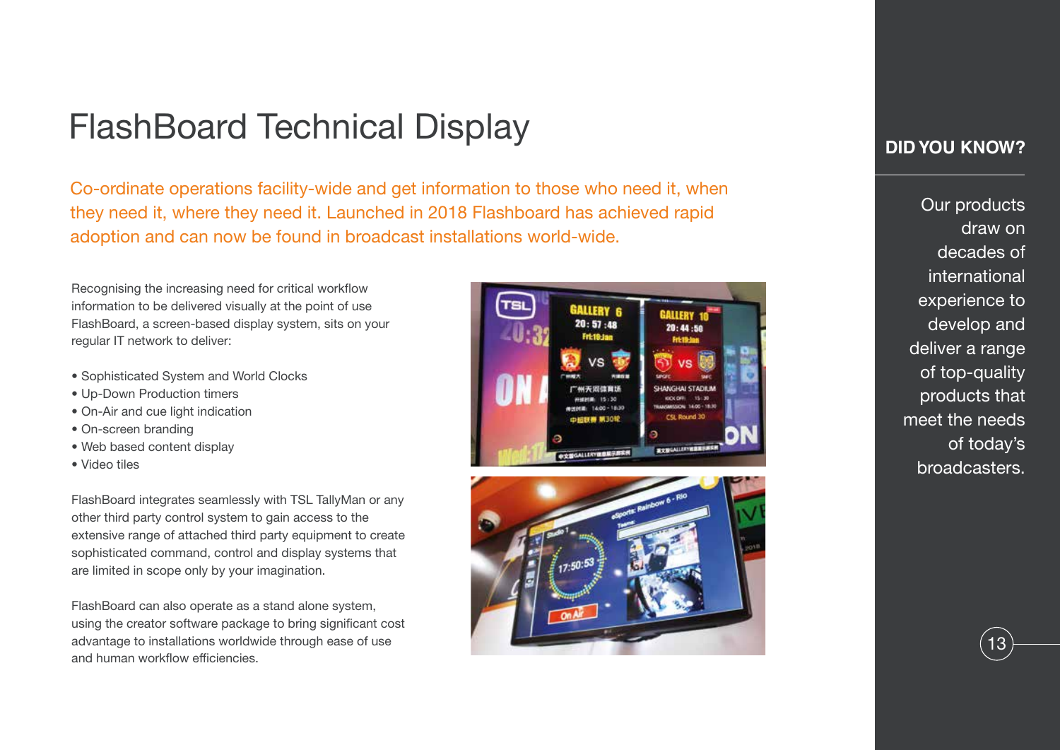# FlashBoard Technical Display

Co-ordinate operations facility-wide and get information to those who need it, when they need it, where they need it. Launched in 2018 Flashboard has achieved rapid adoption and can now be found in broadcast installations world-wide.

Recognising the increasing need for critical workflow information to be delivered visually at the point of use FlashBoard, a screen-based display system, sits on your regular IT network to deliver:

- Sophisticated System and World Clocks
- Up-Down Production timers
- On-Air and cue light indication
- On-screen branding
- Web based content display
- Video tiles

FlashBoard integrates seamlessly with TSL TallyMan or any other third party control system to gain access to the extensive range of attached third party equipment to create sophisticated command, control and display systems that are limited in scope only by your imagination.

FlashBoard can also operate as a stand alone system, using the creator software package to bring significant cost advantage to installations worldwide through ease of use and human workflow efficiencies.

**DID YOU KNOW?**

Our products draw on decades of international experience to develop and deliver a range of top-quality products that meet the needs of today's broadcasters.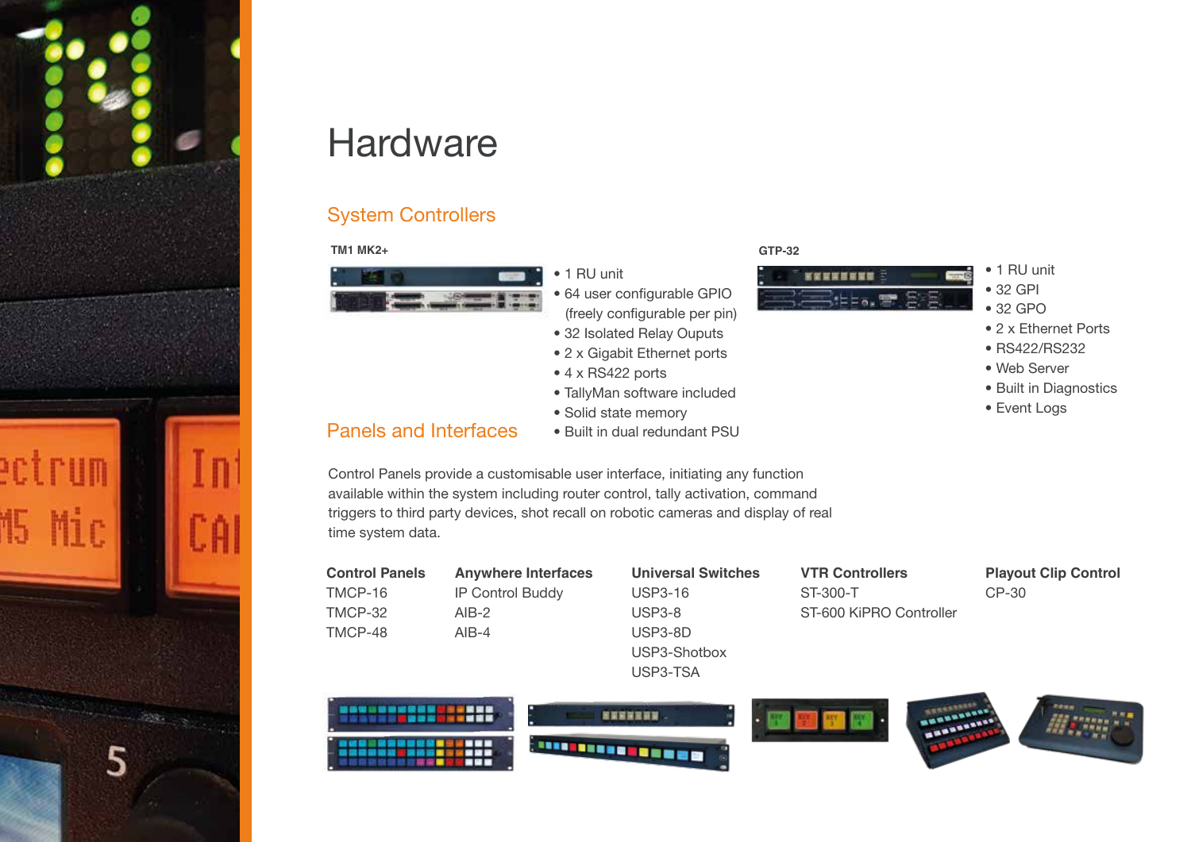# Hardware

## System Controllers

**TM1 MK2+**

- 1 RU unit
- 64 user configurable GPIO (freely configurable per pin)
- 32 Isolated Relay Ouputs
- 2 x Gigabit Ethernet ports
- 4 x RS422 ports
- TallyMan software included
- Solid state memory
- Built in dual redundant PSU

**GTP-32**

- 1 RU unit
- 32 GPI
- 32 GPO
- 2 x Ethernet Ports
- RS422/RS232
- Web Server
- Built in Diagnostics
- Event Logs

## Panels and Interfaces

Control Panels provide a customisable user interface, initiating any function available within the system including router control, tally activation, command triggers to third party devices, shot recall on robotic cameras and display of real time system data.

| Control Panels | Anywhere Interfaces | Universal Switches | VTR Controllers | Playout Clip Control |
|---|---|---|---|---|
| TMCP-16 | IP Control Buddy | USP3-16 | ST-300-T | CP-30 |
| TMCP-32 | AIB-2 | USP3-8 | ST-600 KiPRO Controller | |
| TMCP-48 | AIB-4 | USP3-8D | | |
| | | USP3-Shotbox | | |
| | | USP3-TSA | | |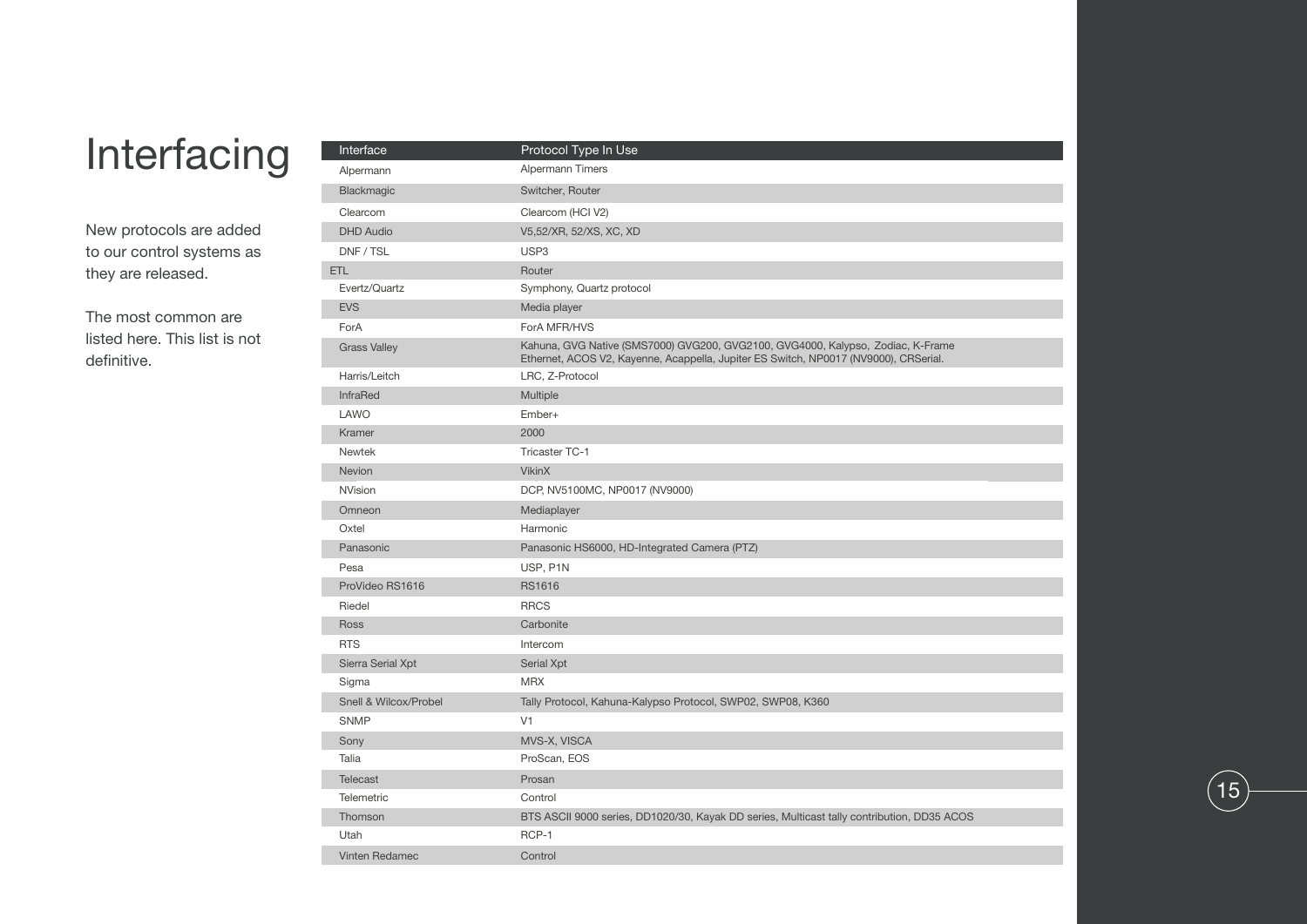# Interfacing

New protocols are added to our control systems as they are released.

The most common are listed here. This list is not definitive.

| Interface | Protocol Type In Use |
|---|---|
| Alpermann | Alpermann Timers |
| Blackmagic | Switcher, Router |
| Clearcom | Clearcom (HCI V2) |
| DHD Audio | V5,52/XR, 52/XS, XC, XD |
| DNF / TSL | USP3 |
| ETL | Router |
| Evertz/Quartz | Symphony, Quartz protocol |
| EVS | Media player |
| ForA | ForA MFR/HVS |
| Grass Valley | Kahuna, GVG Native (SMS7000) GVG200, GVG2100, GVG4000, Kalypso, Zodiac, K-Frame Ethernet, ACOS V2, Kayenne, Acappella, Jupiter ES Switch, NP0017 (NV9000), CRSerial. |
| Harris/Leitch | LRC, Z-Protocol |
| InfraRed | Multiple |
| LAWO | Ember+ |
| Kramer | 2000 |
| Newtek | Tricaster TC-1 |
| Nevion | VikinX |
| NVision | DCP, NV5100MC, NP0017 (NV9000) |
| Omneon | Mediaplayer |
| Oxtel | Harmonic |
| Panasonic | Panasonic HS6000, HD-Integrated Camera (PTZ) |
| Pesa | USP, P1N |
| ProVideo RS1616 | RS1616 |
| Riedel | RRCS |
| Ross | Carbonite |
| RTS | Intercom |
| Sierra Serial Xpt | Serial Xpt |
| Sigma | MRX |
| Snell & Wilcox/Probel | Tally Protocol, Kahuna-Kalypso Protocol, SWP02, SWP08, K360 |
| SNMP | V1 |
| Sony | MVS-X, VISCA |
| Talia | ProScan, EOS |
| Telecast | Prosan |
| Telemetric | Control |
| Thomson | BTS ASCII 9000 series, DD1020/30, Kayak DD series, Multicast tally contribution, DD35 ACOS |
| Utah | RCP-1 |
| Vinten Redamec | Control |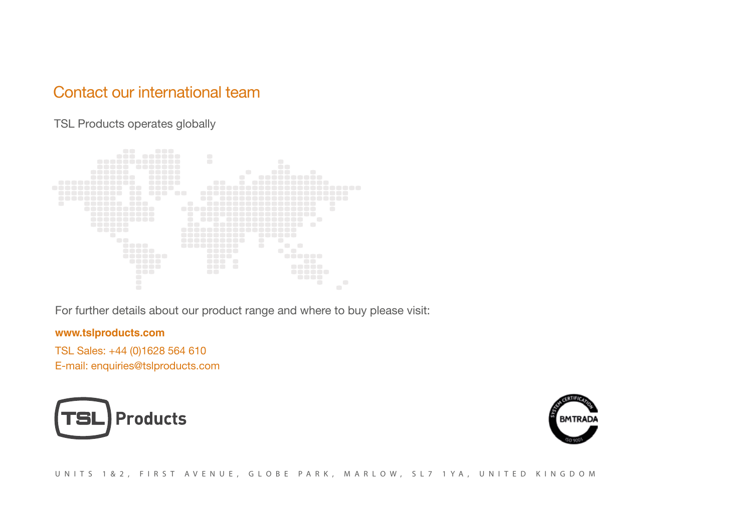## Contact our international team

TSL Products operates globally

For further details about our product range and where to buy please visit:

**www.tslproducts.com**

TSL Sales: +44 (0)1628 564 610
E-mail: enquiries@tslproducts.com

TSL Products

UNITS 1&2, FIRST AVENUE, GLOBE PARK, MARLOW, SL7 1YA, UNITED KINGDOM